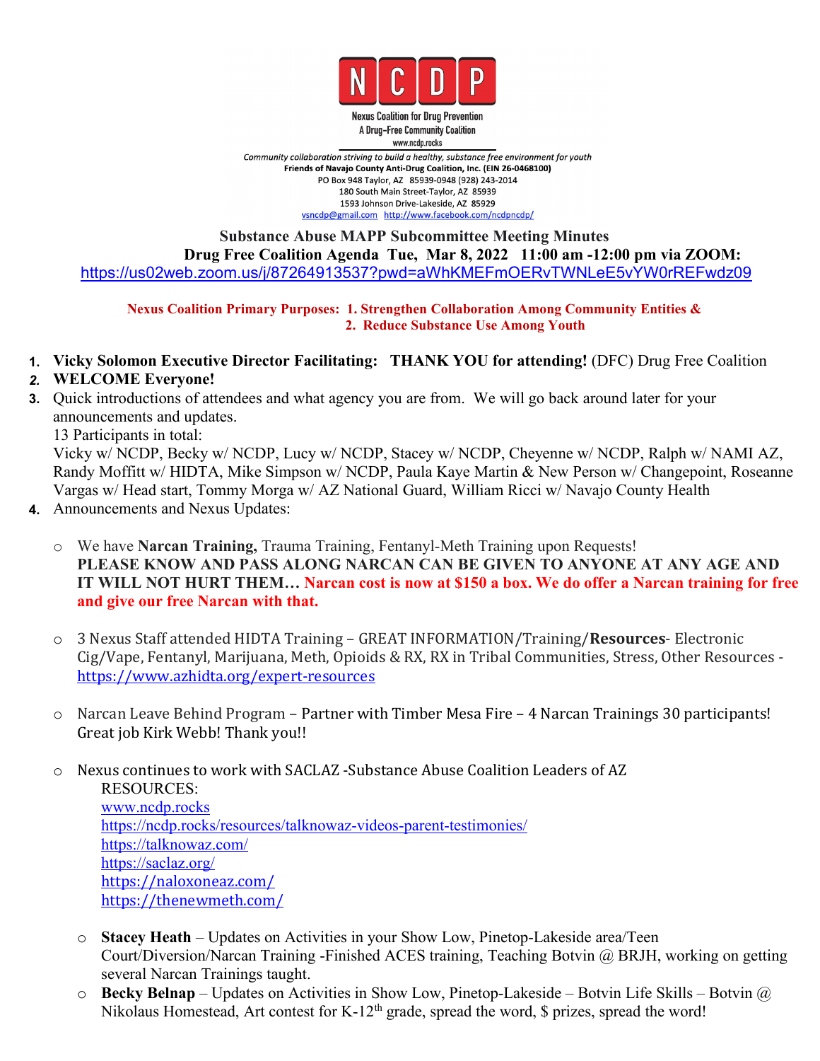**NCDP**

Nexus Coalition for Drug Prevention
A Drug-Free Community Coalition
www.ncdp.rocks

*Community collaboration striving to build a healthy, substance free environment for youth*
**Friends of Navajo County Anti-Drug Coalition, Inc. (EIN 26-0468100)**
PO Box 948 Taylor, AZ 85939-0948 (928) 243-2014
180 South Main Street-Taylor, AZ 85939
1593 Johnson Drive-Lakeside, AZ 85929
vsncdp@gmail.com http://www.facebook.com/ncdpncdp/

**Substance Abuse MAPP Subcommittee Meeting Minutes**
**Drug Free Coalition Agenda Tue, Mar 8, 2022 11:00 am -12:00 pm via ZOOM:**
https://us02web.zoom.us/j/87264913537?pwd=aWhKMEFmOERvTWNLeE5vYW0rREFwdz09

**Nexus Coalition Primary Purposes: 1. Strengthen Collaboration Among Community Entities &**
**2. Reduce Substance Use Among Youth**

1. **Vicky Solomon Executive Director Facilitating: THANK YOU for attending!** (DFC) Drug Free Coalition
2. **WELCOME Everyone!**
3. Quick introductions of attendees and what agency you are from. We will go back around later for your announcements and updates.
   13 Participants in total:
   Vicky w/ NCDP, Becky w/ NCDP, Lucy w/ NCDP, Stacey w/ NCDP, Cheyenne w/ NCDP, Ralph w/ NAMI AZ, Randy Moffitt w/ HIDTA, Mike Simpson w/ NCDP, Paula Kaye Martin & New Person w/ Changepoint, Roseanne Vargas w/ Head start, Tommy Morga w/ AZ National Guard, William Ricci w/ Navajo County Health
4. Announcements and Nexus Updates:

   - We have **Narcan Training,** Trauma Training, Fentanyl-Meth Training upon Requests!
     **PLEASE KNOW AND PASS ALONG NARCAN CAN BE GIVEN TO ANYONE AT ANY AGE AND IT WILL NOT HURT THEM… Narcan cost is now at $150 a box. We do offer a Narcan training for free and give our free Narcan with that.**

   - 3 Nexus Staff attended HIDTA Training – GREAT INFORMATION/Training/**Resources**- Electronic Cig/Vape, Fentanyl, Marijuana, Meth, Opioids & RX, RX in Tribal Communities, Stress, Other Resources - https://www.azhidta.org/expert-resources

   - Narcan Leave Behind Program – Partner with Timber Mesa Fire – 4 Narcan Trainings 30 participants! Great job Kirk Webb! Thank you!!

   - Nexus continues to work with SACLAZ -Substance Abuse Coalition Leaders of AZ
     RESOURCES:
     www.ncdp.rocks
     https://ncdp.rocks/resources/talknowaz-videos-parent-testimonies/
     https://talknowaz.com/
     https://saclaz.org/
     https://naloxoneaz.com/
     https://thenewmeth.com/

   - **Stacey Heath** – Updates on Activities in your Show Low, Pinetop-Lakeside area/Teen Court/Diversion/Narcan Training -Finished ACES training, Teaching Botvin @ BRJH, working on getting several Narcan Trainings taught.
   - **Becky Belnap** – Updates on Activities in Show Low, Pinetop-Lakeside – Botvin Life Skills – Botvin @ Nikolaus Homestead, Art contest for K-12th grade, spread the word, $ prizes, spread the word!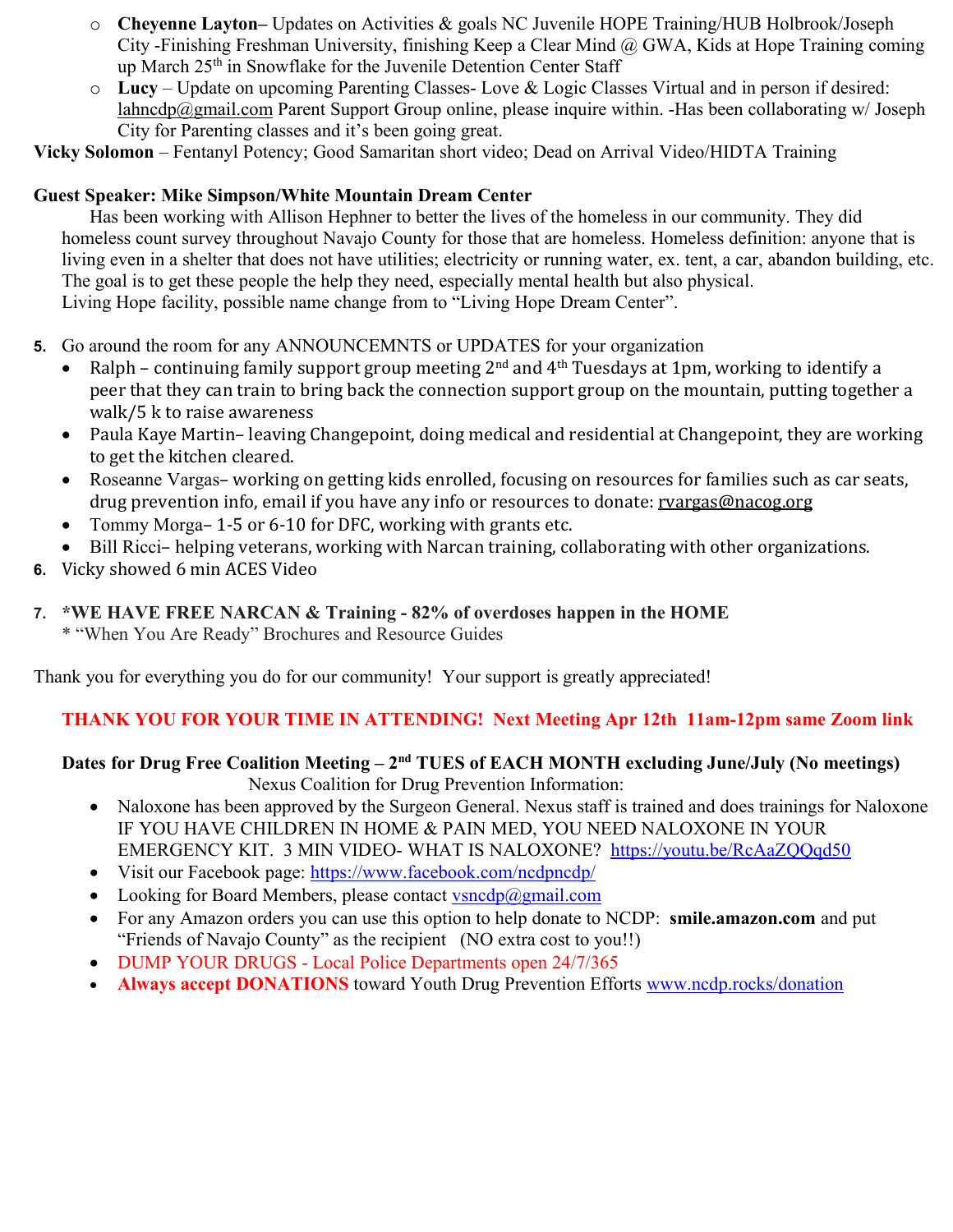- **Cheyenne Layton**– Updates on Activities & goals NC Juvenile HOPE Training/HUB Holbrook/Joseph City -Finishing Freshman University, finishing Keep a Clear Mind @ GWA, Kids at Hope Training coming up March 25th in Snowflake for the Juvenile Detention Center Staff
- **Lucy** – Update on upcoming Parenting Classes- Love & Logic Classes Virtual and in person if desired: lahncdp@gmail.com Parent Support Group online, please inquire within. -Has been collaborating w/ Joseph City for Parenting classes and it's been going great.

**Vicky Solomon** – Fentanyl Potency; Good Samaritan short video; Dead on Arrival Video/HIDTA Training

**Guest Speaker: Mike Simpson/White Mountain Dream Center**

Has been working with Allison Hephner to better the lives of the homeless in our community. They did homeless count survey throughout Navajo County for those that are homeless. Homeless definition: anyone that is living even in a shelter that does not have utilities; electricity or running water, ex. tent, a car, abandon building, etc. The goal is to get these people the help they need, especially mental health but also physical.
Living Hope facility, possible name change from to "Living Hope Dream Center".

5. Go around the room for any ANNOUNCEMNTS or UPDATES for your organization
   - Ralph – continuing family support group meeting 2nd and 4th Tuesdays at 1pm, working to identify a peer that they can train to bring back the connection support group on the mountain, putting together a walk/5 k to raise awareness
   - Paula Kaye Martin– leaving Changepoint, doing medical and residential at Changepoint, they are working to get the kitchen cleared.
   - Roseanne Vargas– working on getting kids enrolled, focusing on resources for families such as car seats, drug prevention info, email if you have any info or resources to donate: rvargas@nacog.org
   - Tommy Morga– 1-5 or 6-10 for DFC, working with grants etc.
   - Bill Ricci– helping veterans, working with Narcan training, collaborating with other organizations.
6. Vicky showed 6 min ACES Video
7. **\*WE HAVE FREE NARCAN & Training - 82% of overdoses happen in the HOME**
   \* "When You Are Ready" Brochures and Resource Guides

Thank you for everything you do for our community! Your support is greatly appreciated!

**THANK YOU FOR YOUR TIME IN ATTENDING! Next Meeting Apr 12th 11am-12pm same Zoom link**

**Dates for Drug Free Coalition Meeting – 2nd TUES of EACH MONTH excluding June/July (No meetings)**

Nexus Coalition for Drug Prevention Information:

- Naloxone has been approved by the Surgeon General. Nexus staff is trained and does trainings for Naloxone IF YOU HAVE CHILDREN IN HOME & PAIN MED, YOU NEED NALOXONE IN YOUR EMERGENCY KIT. 3 MIN VIDEO- WHAT IS NALOXONE? https://youtu.be/RcAaZQQqd50
- Visit our Facebook page: https://www.facebook.com/ncdpncdp/
- Looking for Board Members, please contact vsncdp@gmail.com
- For any Amazon orders you can use this option to help donate to NCDP: **smile.amazon.com** and put "Friends of Navajo County" as the recipient (NO extra cost to you!!)
- DUMP YOUR DRUGS - Local Police Departments open 24/7/365
- **Always accept DONATIONS** toward Youth Drug Prevention Efforts www.ncdp.rocks/donation